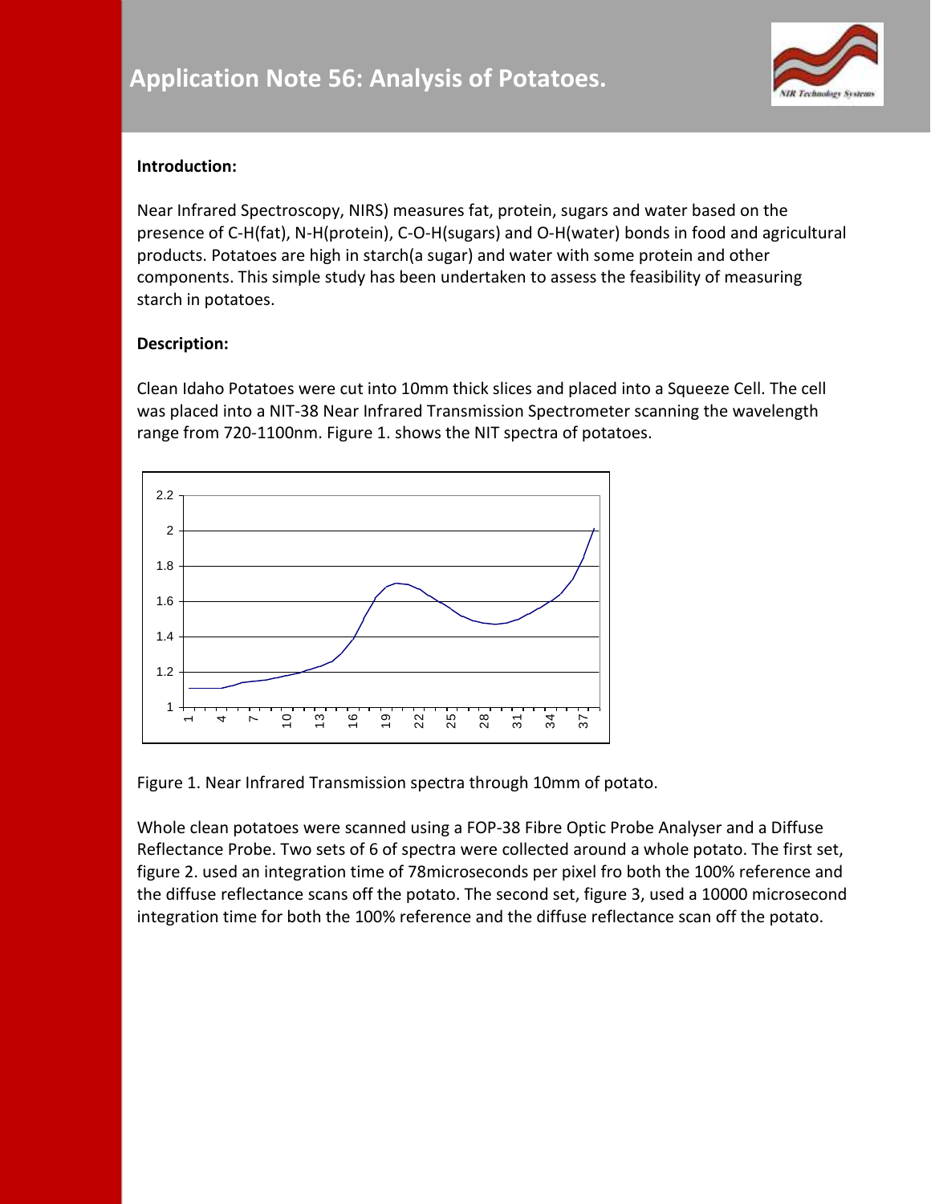# Application Note 56: Analysis of Potatoes.

**Introduction:**

Near Infrared Spectroscopy, NIRS) measures fat, protein, sugars and water based on the presence of C-H(fat), N-H(protein), C-O-H(sugars) and O-H(water) bonds in food and agricultural products. Potatoes are high in starch(a sugar) and water with some protein and other components. This simple study has been undertaken to assess the feasibility of measuring starch in potatoes.

**Description:**

Clean Idaho Potatoes were cut into 10mm thick slices and placed into a Squeeze Cell. The cell was placed into a NIT-38 Near Infrared Transmission Spectrometer scanning the wavelength range from 720-1100nm. Figure 1. shows the NIT spectra of potatoes.

Figure 1. Near Infrared Transmission spectra through 10mm of potato.

Whole clean potatoes were scanned using a FOP-38 Fibre Optic Probe Analyser and a Diffuse Reflectance Probe. Two sets of 6 of spectra were collected around a whole potato. The first set, figure 2. used an integration time of 78microseconds per pixel fro both the 100% reference and the diffuse reflectance scans off the potato. The second set, figure 3, used a 10000 microsecond integration time for both the 100% reference and the diffuse reflectance scan off the potato.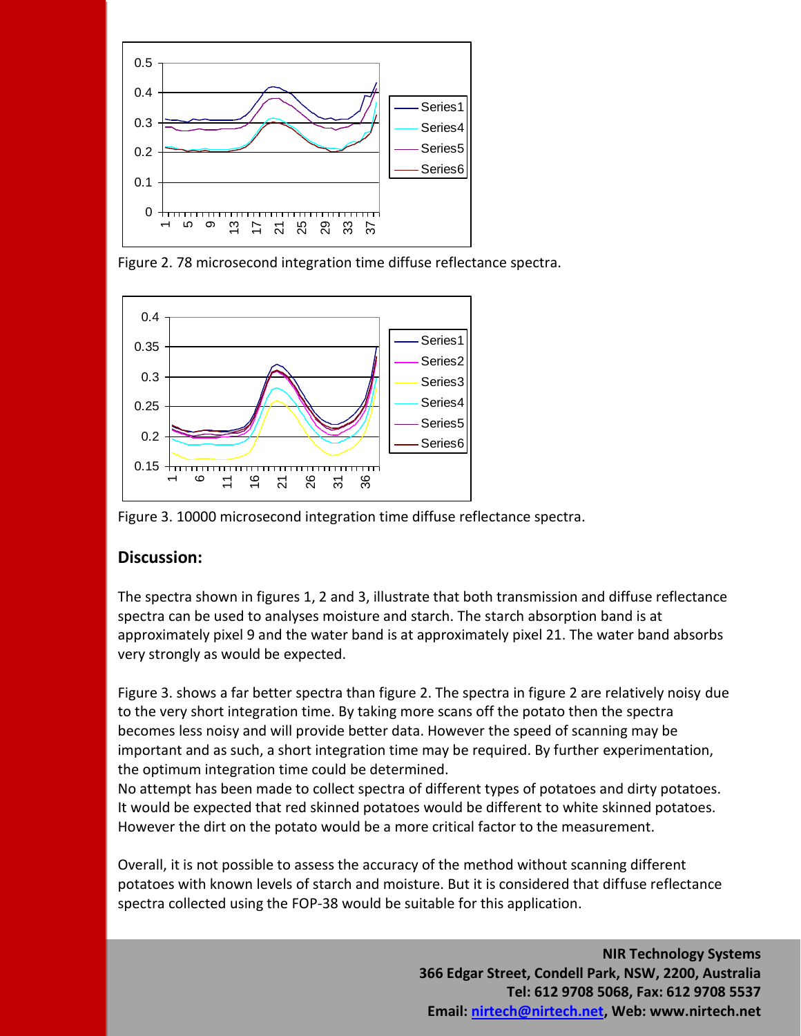0.5
0.4
0.3
0.2
0.1
0
1 5 9 13 17 21 25 29 33 37

Series1
Series4
Series5
Series6

Figure 2. 78 microsecond integration time diffuse reflectance spectra.

0.4
0.35
0.3
0.25
0.2
0.15
1 6 11 16 21 26 31 36

Series1
Series2
Series3
Series4
Series5
Series6

Figure 3. 10000 microsecond integration time diffuse reflectance spectra.

## Discussion:

The spectra shown in figures 1, 2 and 3, illustrate that both transmission and diffuse reflectance spectra can be used to analyses moisture and starch. The starch absorption band is at approximately pixel 9 and the water band is at approximately pixel 21. The water band absorbs very strongly as would be expected.

Figure 3. shows a far better spectra than figure 2. The spectra in figure 2 are relatively noisy due to the very short integration time. By taking more scans off the potato then the spectra becomes less noisy and will provide better data. However the speed of scanning may be important and as such, a short integration time may be required. By further experimentation, the optimum integration time could be determined.
No attempt has been made to collect spectra of different types of potatoes and dirty potatoes. It would be expected that red skinned potatoes would be different to white skinned potatoes. However the dirt on the potato would be a more critical factor to the measurement.

Overall, it is not possible to assess the accuracy of the method without scanning different potatoes with known levels of starch and moisture. But it is considered that diffuse reflectance spectra collected using the FOP-38 would be suitable for this application.

**NIR Technology Systems**
**366 Edgar Street, Condell Park, NSW, 2200, Australia**
**Tel: 612 9708 5068, Fax: 612 9708 5537**
**Email: nirtech@nirtech.net, Web: www.nirtech.net**